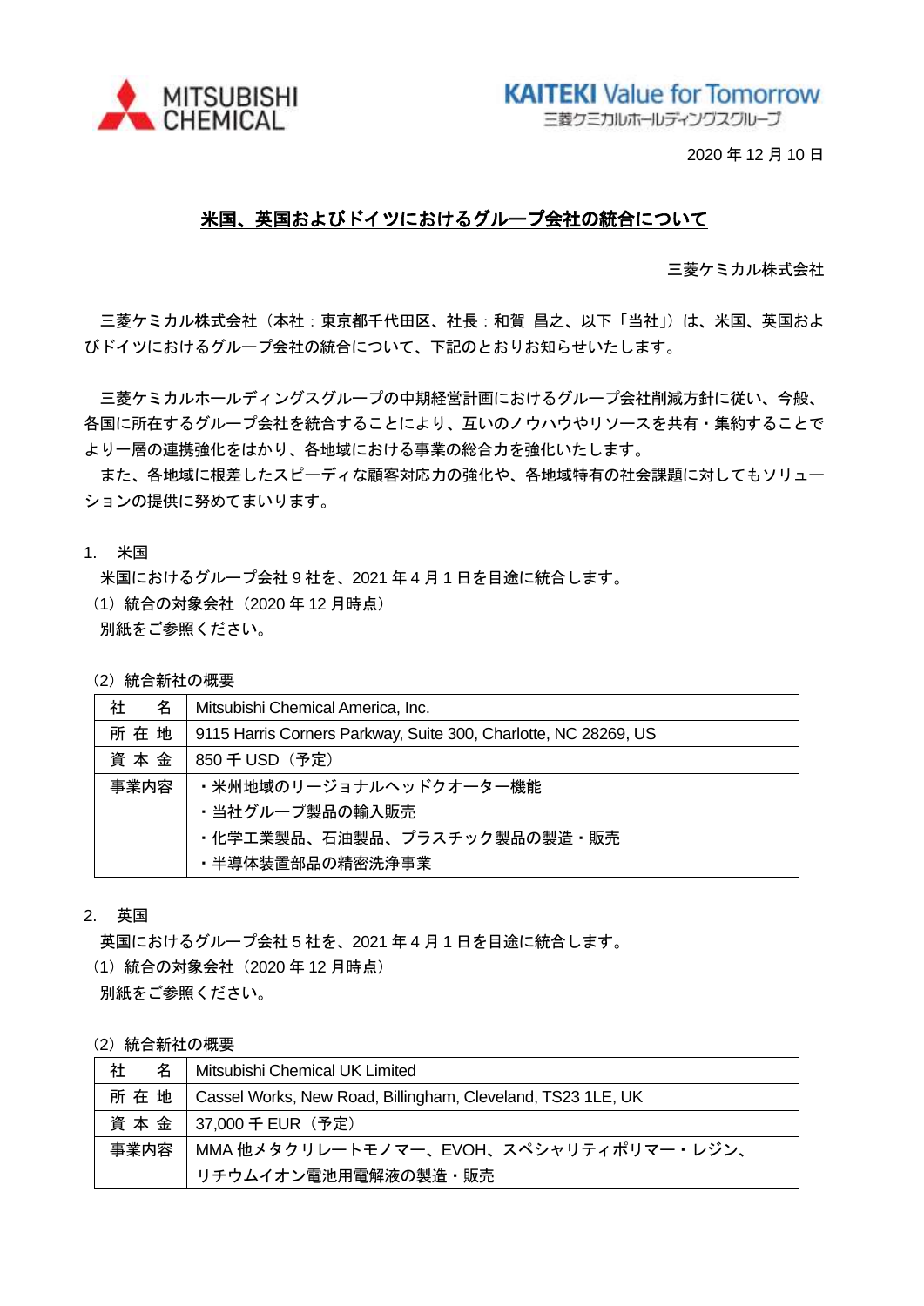MITSUBISHI CHEMICAL

KAITEKI Value for Tomorrow
三菱ケミカルホールディングスグループ

2020 年 12 月 10 日

# 米国、英国およびドイツにおけるグループ会社の統合について

三菱ケミカル株式会社

三菱ケミカル株式会社（本社：東京都千代田区、社長：和賀 昌之、以下「当社」）は、米国、英国およびドイツにおけるグループ会社の統合について、下記のとおりお知らせいたします。

三菱ケミカルホールディングスグループの中期経営計画におけるグループ会社削減方針に従い、今般、各国に所在するグループ会社を統合することにより、互いのノウハウやリソースを共有・集約することでより一層の連携強化をはかり、各地域における事業の総合力を強化いたします。

また、各地域に根差したスピーディな顧客対応力の強化や、各地域特有の社会課題に対してもソリューションの提供に努めてまいります。

1. 米国

米国におけるグループ会社 9 社を、2021 年 4 月 1 日を目途に統合します。

（1）統合の対象会社（2020 年 12 月時点）

別紙をご参照ください。

（2）統合新社の概要

| 社　　名 | Mitsubishi Chemical America, Inc. |
|---|---|
| 所 在 地 | 9115 Harris Corners Parkway, Suite 300, Charlotte, NC 28269, US |
| 資 本 金 | 850 千 USD（予定） |
| 事業内容 | ・米州地域のリージョナルヘッドクオーター機能<br>・当社グループ製品の輸入販売<br>・化学工業製品、石油製品、プラスチック製品の製造・販売<br>・半導体装置部品の精密洗浄事業 |

2. 英国

英国におけるグループ会社 5 社を、2021 年 4 月 1 日を目途に統合します。

（1）統合の対象会社（2020 年 12 月時点）

別紙をご参照ください。

（2）統合新社の概要

| 社　　名 | Mitsubishi Chemical UK Limited |
|---|---|
| 所 在 地 | Cassel Works, New Road, Billingham, Cleveland, TS23 1LE, UK |
| 資 本 金 | 37,000 千 EUR（予定） |
| 事業内容 | MMA 他メタクリレートモノマー、EVOH、スペシャリティポリマー・レジン、リチウムイオン電池用電解液の製造・販売 |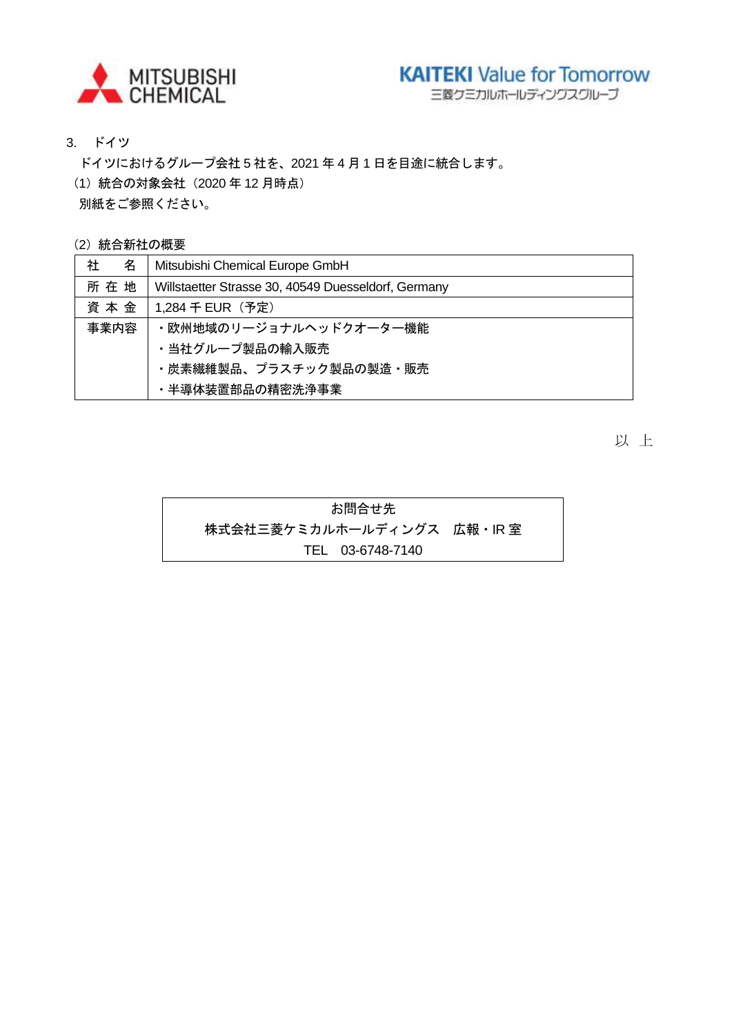3.　ドイツ

ドイツにおけるグループ会社 5 社を、2021 年 4 月 1 日を目途に統合します。

（1）統合の対象会社（2020 年 12 月時点）

別紙をご参照ください。

（2）統合新社の概要

| 社　　名 | Mitsubishi Chemical Europe GmbH |
|---|---|
| 所 在 地 | Willstaetter Strasse 30, 40549 Duesseldorf, Germany |
| 資 本 金 | 1,284 千 EUR（予定） |
| 事業内容 | ・欧州地域のリージョナルヘッドクオーター機能<br>・当社グループ製品の輸入販売<br>・炭素繊維製品、プラスチック製品の製造・販売<br>・半導体装置部品の精密洗浄事業 |

以　上

お問合せ先
株式会社三菱ケミカルホールディングス　広報・IR 室
TEL　03-6748-7140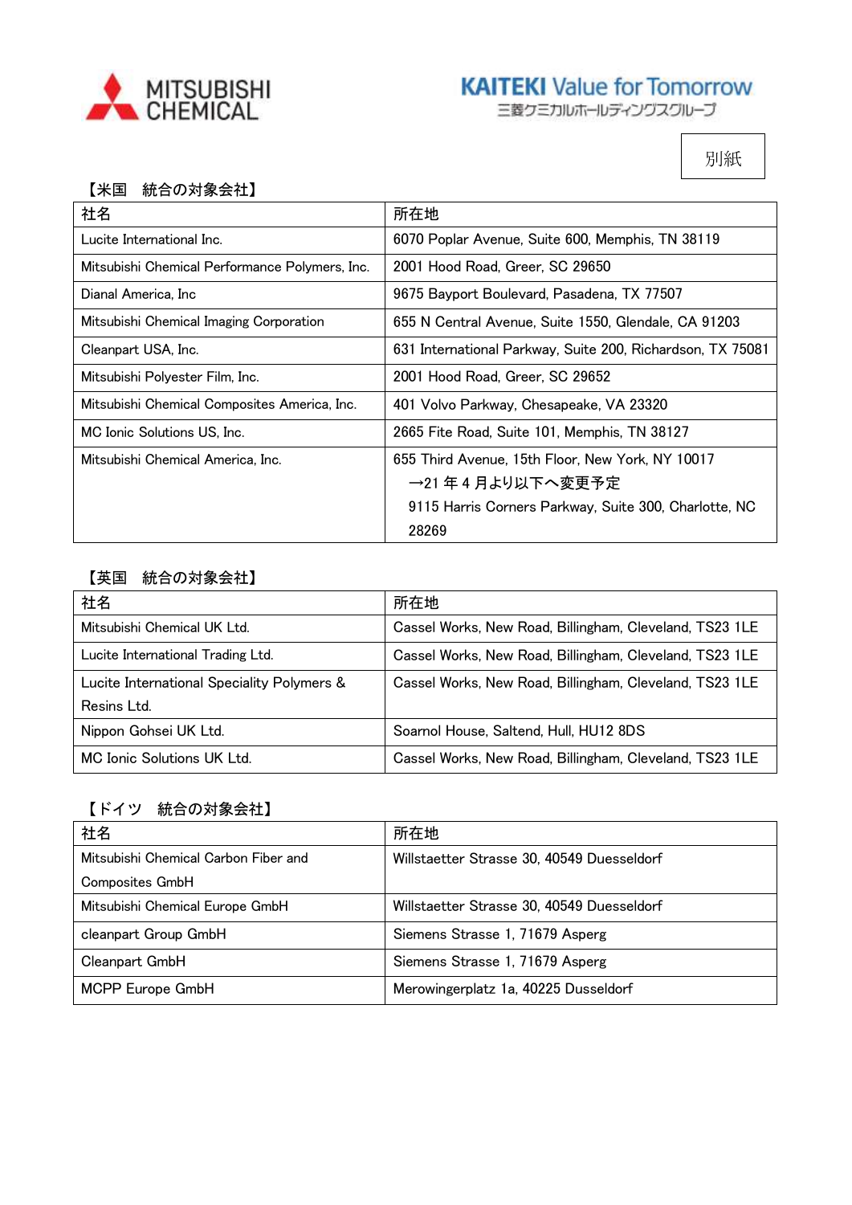MITSUBISHI CHEMICAL

KAITEKI Value for Tomorrow
三菱ケミカルホールディングスグループ

別紙

【米国　統合の対象会社】

| 社名 | 所在地 |
|---|---|
| Lucite International Inc. | 6070 Poplar Avenue, Suite 600, Memphis, TN 38119 |
| Mitsubishi Chemical Performance Polymers, Inc. | 2001 Hood Road, Greer, SC 29650 |
| Dianal America, Inc | 9675 Bayport Boulevard, Pasadena, TX 77507 |
| Mitsubishi Chemical Imaging Corporation | 655 N Central Avenue, Suite 1550, Glendale, CA 91203 |
| Cleanpart USA, Inc. | 631 International Parkway, Suite 200, Richardson, TX 75081 |
| Mitsubishi Polyester Film, Inc. | 2001 Hood Road, Greer, SC 29652 |
| Mitsubishi Chemical Composites America, Inc. | 401 Volvo Parkway, Chesapeake, VA 23320 |
| MC Ionic Solutions US, Inc. | 2665 Fite Road, Suite 101, Memphis, TN 38127 |
| Mitsubishi Chemical America, Inc. | 655 Third Avenue, 15th Floor, New York, NY 10017 →21 年 4 月より以下へ変更予定 9115 Harris Corners Parkway, Suite 300, Charlotte, NC 28269 |

【英国　統合の対象会社】

| 社名 | 所在地 |
|---|---|
| Mitsubishi Chemical UK Ltd. | Cassel Works, New Road, Billingham, Cleveland, TS23 1LE |
| Lucite International Trading Ltd. | Cassel Works, New Road, Billingham, Cleveland, TS23 1LE |
| Lucite International Speciality Polymers & Resins Ltd. | Cassel Works, New Road, Billingham, Cleveland, TS23 1LE |
| Nippon Gohsei UK Ltd. | Soarnol House, Saltend, Hull, HU12 8DS |
| MC Ionic Solutions UK Ltd. | Cassel Works, New Road, Billingham, Cleveland, TS23 1LE |

【ドイツ　統合の対象会社】

| 社名 | 所在地 |
|---|---|
| Mitsubishi Chemical Carbon Fiber and Composites GmbH | Willstaetter Strasse 30, 40549 Duesseldorf |
| Mitsubishi Chemical Europe GmbH | Willstaetter Strasse 30, 40549 Duesseldorf |
| cleanpart Group GmbH | Siemens Strasse 1, 71679 Asperg |
| Cleanpart GmbH | Siemens Strasse 1, 71679 Asperg |
| MCPP Europe GmbH | Merowingerplatz 1a, 40225 Dusseldorf |